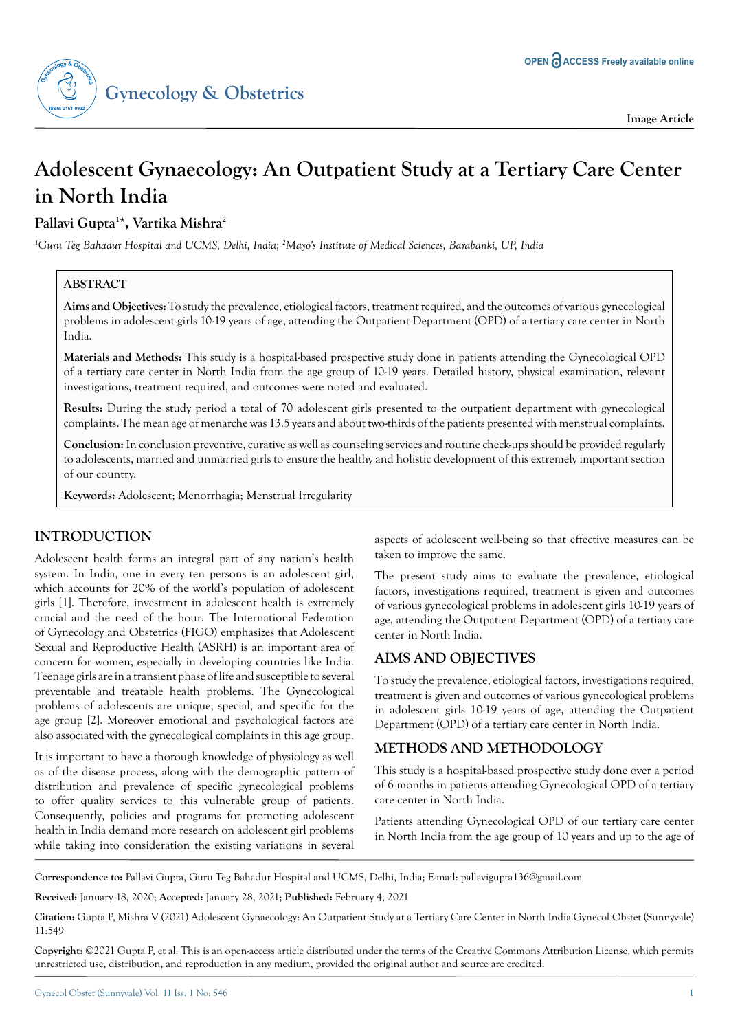Image Article

# Adolescent Gynaecology: An Outpatient Study at a Tertiary Care Center in North India

**Pallavi Gupta[1]\*, Vartika Mishra[2]**

*[1]Guru Teg Bahadur Hospital and UCMS, Delhi, India; [2]Mayo's Institute of Medical Sciences, Barabanki, UP, India*

## ABSTRACT

**Aims and Objectives:** To study the prevalence, etiological factors, treatment required, and the outcomes of various gynecological problems in adolescent girls 10-19 years of age, attending the Outpatient Department (OPD) of a tertiary care center in North India.

**Materials and Methods:** This study is a hospital-based prospective study done in patients attending the Gynecological OPD of a tertiary care center in North India from the age group of 10-19 years. Detailed history, physical examination, relevant investigations, treatment required, and outcomes were noted and evaluated.

**Results:** During the study period a total of 70 adolescent girls presented to the outpatient department with gynecological complaints. The mean age of menarche was 13.5 years and about two-thirds of the patients presented with menstrual complaints.

**Conclusion:** In conclusion preventive, curative as well as counseling services and routine check-ups should be provided regularly to adolescents, married and unmarried girls to ensure the healthy and holistic development of this extremely important section of our country.

**Keywords:** Adolescent; Menorrhagia; Menstrual Irregularity

## INTRODUCTION

Adolescent health forms an integral part of any nation's health system. In India, one in every ten persons is an adolescent girl, which accounts for 20% of the world's population of adolescent girls [1]. Therefore, investment in adolescent health is extremely crucial and the need of the hour. The International Federation of Gynecology and Obstetrics (FIGO) emphasizes that Adolescent Sexual and Reproductive Health (ASRH) is an important area of concern for women, especially in developing countries like India. Teenage girls are in a transient phase of life and susceptible to several preventable and treatable health problems. The Gynecological problems of adolescents are unique, special, and specific for the age group [2]. Moreover emotional and psychological factors are also associated with the gynecological complaints in this age group.

It is important to have a thorough knowledge of physiology as well as of the disease process, along with the demographic pattern of distribution and prevalence of specific gynecological problems to offer quality services to this vulnerable group of patients. Consequently, policies and programs for promoting adolescent health in India demand more research on adolescent girl problems while taking into consideration the existing variations in several aspects of adolescent well-being so that effective measures can be taken to improve the same.

The present study aims to evaluate the prevalence, etiological factors, investigations required, treatment is given and outcomes of various gynecological problems in adolescent girls 10-19 years of age, attending the Outpatient Department (OPD) of a tertiary care center in North India.

## AIMS AND OBJECTIVES

To study the prevalence, etiological factors, investigations required, treatment is given and outcomes of various gynecological problems in adolescent girls 10-19 years of age, attending the Outpatient Department (OPD) of a tertiary care center in North India.

## METHODS AND METHODOLOGY

This study is a hospital-based prospective study done over a period of 6 months in patients attending Gynecological OPD of a tertiary care center in North India.

Patients attending Gynecological OPD of our tertiary care center in North India from the age group of 10 years and up to the age of

**Correspondence to:** Pallavi Gupta, Guru Teg Bahadur Hospital and UCMS, Delhi, India; E-mail: pallavigupta136@gmail.com

**Received:** January 18, 2020; **Accepted:** January 28, 2021; **Published:** February 4, 2021

**Citation:** Gupta P, Mishra V (2021) Adolescent Gynaecology: An Outpatient Study at a Tertiary Care Center in North India Gynecol Obstet (Sunnyvale) 11:549

**Copyright:** ©2021 Gupta P, et al. This is an open-access article distributed under the terms of the Creative Commons Attribution License, which permits unrestricted use, distribution, and reproduction in any medium, provided the original author and source are credited.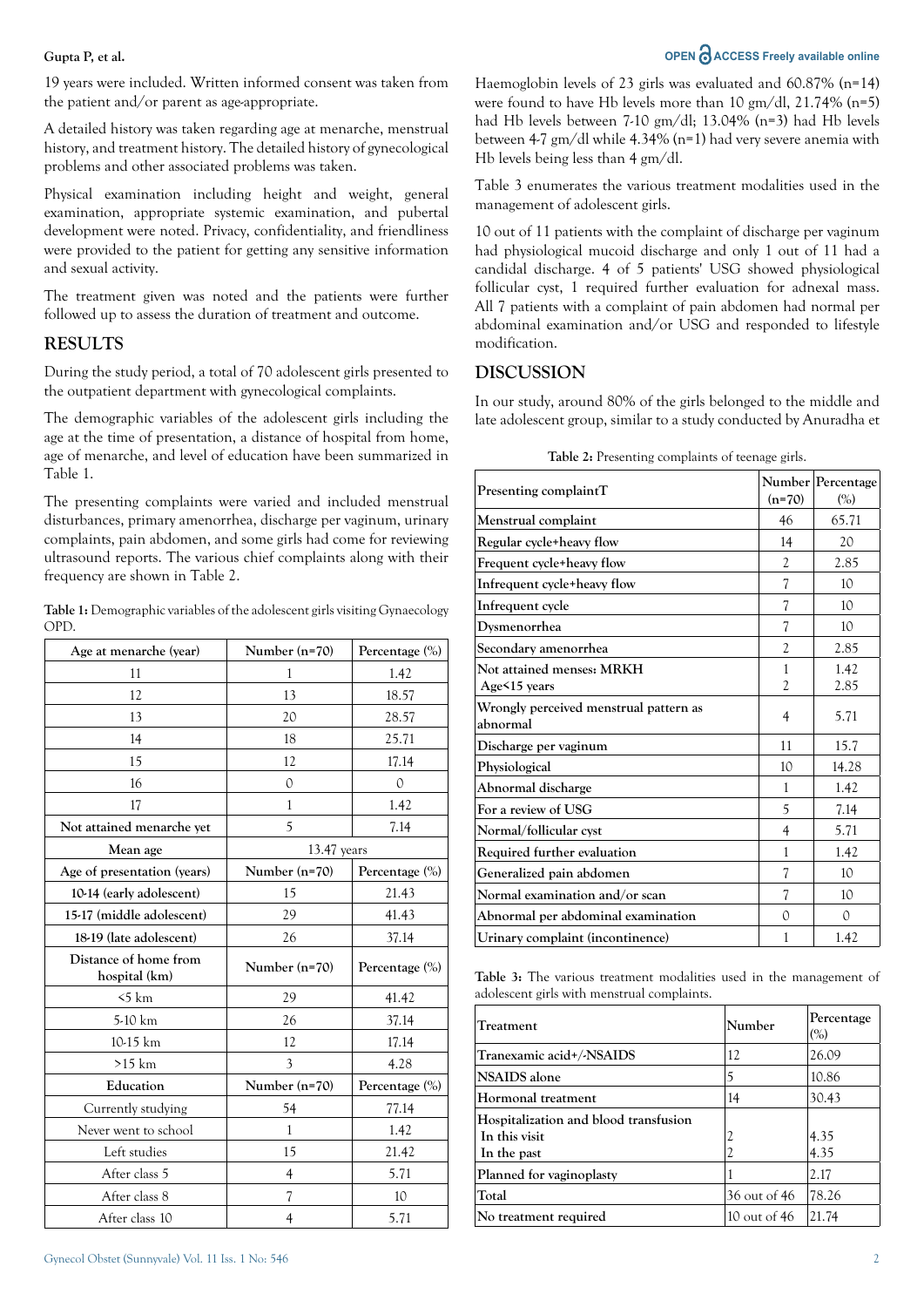19 years were included. Written informed consent was taken from the patient and/or parent as age-appropriate.

A detailed history was taken regarding age at menarche, menstrual history, and treatment history. The detailed history of gynecological problems and other associated problems was taken.

Physical examination including height and weight, general examination, appropriate systemic examination, and pubertal development were noted. Privacy, confidentiality, and friendliness were provided to the patient for getting any sensitive information and sexual activity.

The treatment given was noted and the patients were further followed up to assess the duration of treatment and outcome.

## RESULTS

During the study period, a total of 70 adolescent girls presented to the outpatient department with gynecological complaints.

The demographic variables of the adolescent girls including the age at the time of presentation, a distance of hospital from home, age of menarche, and level of education have been summarized in Table 1.

The presenting complaints were varied and included menstrual disturbances, primary amenorrhea, discharge per vaginum, urinary complaints, pain abdomen, and some girls had come for reviewing ultrasound reports. The various chief complaints along with their frequency are shown in Table 2.

**Table 1:** Demographic variables of the adolescent girls visiting Gynaecology OPD.

| Age at menarche (year) | Number (n=70) | Percentage (%) |
|---|---|---|
| 11 | 1 | 1.42 |
| 12 | 13 | 18.57 |
| 13 | 20 | 28.57 |
| 14 | 18 | 25.71 |
| 15 | 12 | 17.14 |
| 16 | 0 | 0 |
| 17 | 1 | 1.42 |
| Not attained menarche yet | 5 | 7.14 |
| **Mean age** | 13.47 years | |
| **Age of presentation (years)** | **Number (n=70)** | **Percentage (%)** |
| 10-14 (early adolescent) | 15 | 21.43 |
| 15-17 (middle adolescent) | 29 | 41.43 |
| 18-19 (late adolescent) | 26 | 37.14 |
| **Distance of home from hospital (km)** | **Number (n=70)** | **Percentage (%)** |
| <5 km | 29 | 41.42 |
| 5-10 km | 26 | 37.14 |
| 10-15 km | 12 | 17.14 |
| >15 km | 3 | 4.28 |
| **Education** | **Number (n=70)** | **Percentage (%)** |
| Currently studying | 54 | 77.14 |
| Never went to school | 1 | 1.42 |
| Left studies | 15 | 21.42 |
| After class 5 | 4 | 5.71 |
| After class 8 | 7 | 10 |
| After class 10 | 4 | 5.71 |

Haemoglobin levels of 23 girls was evaluated and 60.87% (n=14) were found to have Hb levels more than 10 gm/dl, 21.74% (n=5) had Hb levels between 7-10 gm/dl; 13.04% (n=3) had Hb levels between 4-7 gm/dl while 4.34% (n=1) had very severe anemia with Hb levels being less than 4 gm/dl.

Table 3 enumerates the various treatment modalities used in the management of adolescent girls.

10 out of 11 patients with the complaint of discharge per vaginum had physiological mucoid discharge and only 1 out of 11 had a candidal discharge. 4 of 5 patients' USG showed physiological follicular cyst, 1 required further evaluation for adnexal mass. All 7 patients with a complaint of pain abdomen had normal per abdominal examination and/or USG and responded to lifestyle modification.

## DISCUSSION

In our study, around 80% of the girls belonged to the middle and late adolescent group, similar to a study conducted by Anuradha et

**Table 2:** Presenting complaints of teenage girls.

| Presenting complaintT | Number (n=70) | Percentage (%) |
|---|---|---|
| Menstrual complaint | 46 | 65.71 |
| Regular cycle+heavy flow | 14 | 20 |
| Frequent cycle+heavy flow | 2 | 2.85 |
| Infrequent cycle+heavy flow | 7 | 10 |
| Infrequent cycle | 7 | 10 |
| Dysmenorrhea | 7 | 10 |
| Secondary amenorrhea | 2 | 2.85 |
| Not attained menses: MRKH<br>Age<15 years | 1<br>2 | 1.42<br>2.85 |
| Wrongly perceived menstrual pattern as abnormal | 4 | 5.71 |
| Discharge per vaginum | 11 | 15.7 |
| Physiological | 10 | 14.28 |
| Abnormal discharge | 1 | 1.42 |
| For a review of USG | 5 | 7.14 |
| Normal/follicular cyst | 4 | 5.71 |
| Required further evaluation | 1 | 1.42 |
| Generalized pain abdomen | 7 | 10 |
| Normal examination and/or scan | 7 | 10 |
| Abnormal per abdominal examination | 0 | 0 |
| Urinary complaint (incontinence) | 1 | 1.42 |

**Table 3:** The various treatment modalities used in the management of adolescent girls with menstrual complaints.

| Treatment | Number | Percentage (%) |
|---|---|---|
| Tranexamic acid+/-NSAIDS | 12 | 26.09 |
| NSAIDS alone | 5 | 10.86 |
| Hormonal treatment | 14 | 30.43 |
| Hospitalization and blood transfusion<br>In this visit<br>In the past | <br>2<br>2 | <br>4.35<br>4.35 |
| Planned for vaginoplasty | 1 | 2.17 |
| Total | 36 out of 46 | 78.26 |
| No treatment required | 10 out of 46 | 21.74 |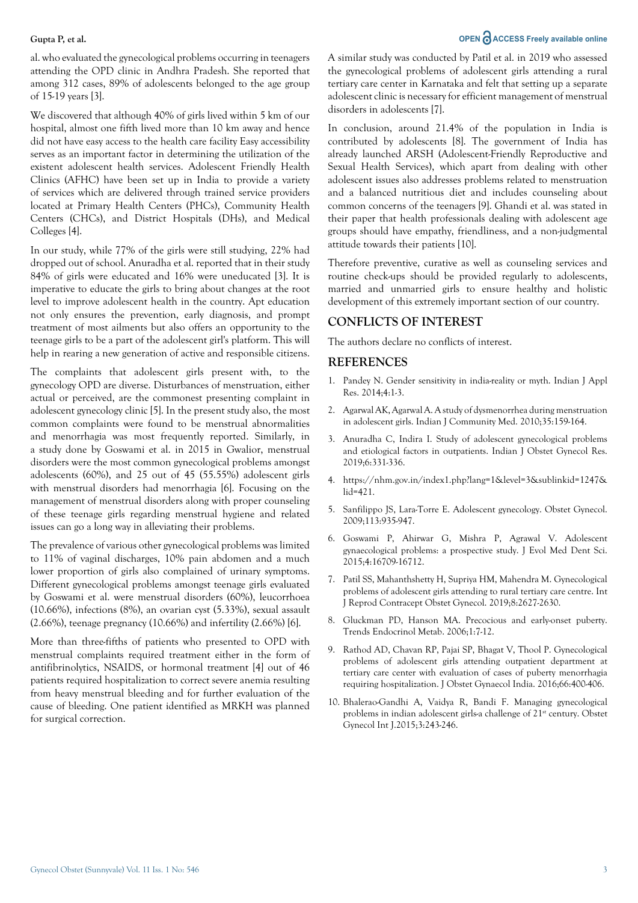al. who evaluated the gynecological problems occurring in teenagers attending the OPD clinic in Andhra Pradesh. She reported that among 312 cases, 89% of adolescents belonged to the age group of 15-19 years [3].

We discovered that although 40% of girls lived within 5 km of our hospital, almost one fifth lived more than 10 km away and hence did not have easy access to the health care facility Easy accessibility serves as an important factor in determining the utilization of the existent adolescent health services. Adolescent Friendly Health Clinics (AFHC) have been set up in India to provide a variety of services which are delivered through trained service providers located at Primary Health Centers (PHCs), Community Health Centers (CHCs), and District Hospitals (DHs), and Medical Colleges [4].

In our study, while 77% of the girls were still studying, 22% had dropped out of school. Anuradha et al. reported that in their study 84% of girls were educated and 16% were uneducated [3]. It is imperative to educate the girls to bring about changes at the root level to improve adolescent health in the country. Apt education not only ensures the prevention, early diagnosis, and prompt treatment of most ailments but also offers an opportunity to the teenage girls to be a part of the adolescent girl's platform. This will help in rearing a new generation of active and responsible citizens.

The complaints that adolescent girls present with, to the gynecology OPD are diverse. Disturbances of menstruation, either actual or perceived, are the commonest presenting complaint in adolescent gynecology clinic [5]. In the present study also, the most common complaints were found to be menstrual abnormalities and menorrhagia was most frequently reported. Similarly, in a study done by Goswami et al. in 2015 in Gwalior, menstrual disorders were the most common gynecological problems amongst adolescents (60%), and 25 out of 45 (55.55%) adolescent girls with menstrual disorders had menorrhagia [6]. Focusing on the management of menstrual disorders along with proper counseling of these teenage girls regarding menstrual hygiene and related issues can go a long way in alleviating their problems.

The prevalence of various other gynecological problems was limited to 11% of vaginal discharges, 10% pain abdomen and a much lower proportion of girls also complained of urinary symptoms. Different gynecological problems amongst teenage girls evaluated by Goswami et al. were menstrual disorders (60%), leucorrhoea (10.66%), infections (8%), an ovarian cyst (5.33%), sexual assault (2.66%), teenage pregnancy (10.66%) and infertility (2.66%) [6].

More than three-fifths of patients who presented to OPD with menstrual complaints required treatment either in the form of antifibrinolytics, NSAIDS, or hormonal treatment [4] out of 46 patients required hospitalization to correct severe anemia resulting from heavy menstrual bleeding and for further evaluation of the cause of bleeding. One patient identified as MRKH was planned for surgical correction.

A similar study was conducted by Patil et al. in 2019 who assessed the gynecological problems of adolescent girls attending a rural tertiary care center in Karnataka and felt that setting up a separate adolescent clinic is necessary for efficient management of menstrual disorders in adolescents [7].

In conclusion, around 21.4% of the population in India is contributed by adolescents [8]. The government of India has already launched ARSH (Adolescent-Friendly Reproductive and Sexual Health Services), which apart from dealing with other adolescent issues also addresses problems related to menstruation and a balanced nutritious diet and includes counseling about common concerns of the teenagers [9]. Ghandi et al. was stated in their paper that health professionals dealing with adolescent age groups should have empathy, friendliness, and a non-judgmental attitude towards their patients [10].

Therefore preventive, curative as well as counseling services and routine check-ups should be provided regularly to adolescents, married and unmarried girls to ensure healthy and holistic development of this extremely important section of our country.

## CONFLICTS OF INTEREST

The authors declare no conflicts of interest.

## REFERENCES

1. Pandey N. Gender sensitivity in india-reality or myth. Indian J Appl Res. 2014;4:1-3.
2. Agarwal AK, Agarwal A. A study of dysmenorrhea during menstruation in adolescent girls. Indian J Community Med. 2010;35:159-164.
3. Anuradha C, Indira I. Study of adolescent gynecological problems and etiological factors in outpatients. Indian J Obstet Gynecol Res. 2019;6:331-336.
4. https://nhm.gov.in/index1.php?lang=1&level=3&sublinkid=1247&lid=421.
5. Sanfilippo JS, Lara-Torre E. Adolescent gynecology. Obstet Gynecol. 2009;113:935-947.
6. Goswami P, Ahirwar G, Mishra P, Agrawal V. Adolescent gynaecological problems: a prospective study. J Evol Med Dent Sci. 2015;4:16709-16712.
7. Patil SS, Mahanthshetty H, Supriya HM, Mahendra M. Gynecological problems of adolescent girls attending to rural tertiary care centre. Int J Reprod Contracept Obstet Gynecol. 2019;8:2627-2630.
8. Gluckman PD, Hanson MA. Precocious and early-onset puberty. Trends Endocrinol Metab. 2006;1:7-12.
9. Rathod AD, Chavan RP, Pajai SP, Bhagat V, Thool P. Gynecological problems of adolescent girls attending outpatient department at tertiary care center with evaluation of cases of puberty menorrhagia requiring hospitalization. J Obstet Gynaecol India. 2016;66:400-406.
10. Bhalerao-Gandhi A, Vaidya R, Bandi F. Managing gynecological problems in indian adolescent girls-a challenge of 21st century. Obstet Gynecol Int J.2015;3:243-246.